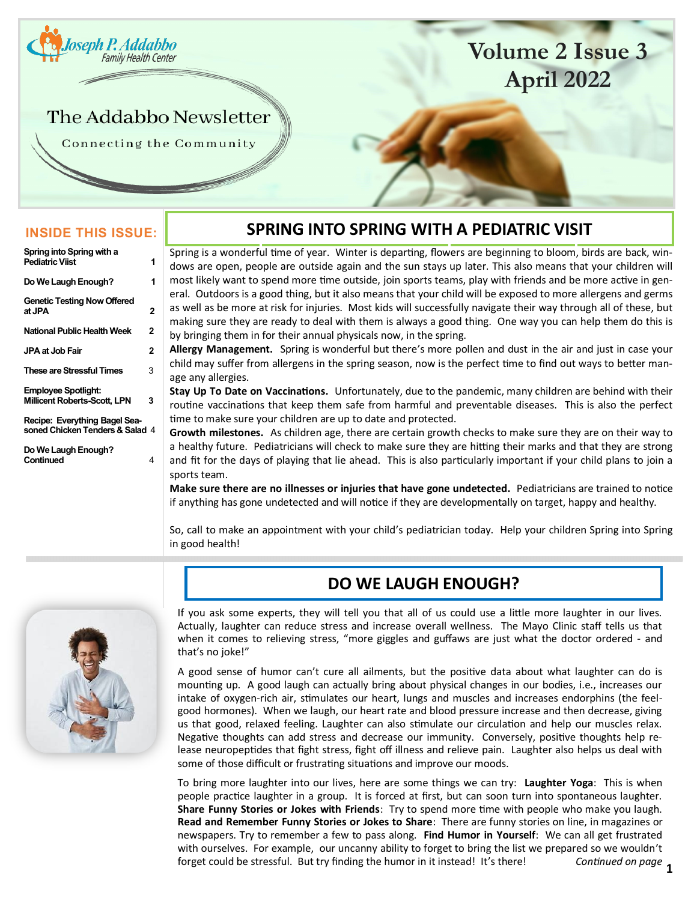Joseph P. Addabbo Family Health Center

# The Addabbo Newsletter

Connecting the Community

Volume 2 Issue 3
April 2022

**INSIDE THIS ISSUE:**

| | |
|---|---|
| Spring into Spring with a Pediatric Viist | 1 |
| Do We Laugh Enough? | 1 |
| Genetic Testing Now Offered at JPA | 2 |
| National Public Health Week | 2 |
| JPA at Job Fair | 2 |
| These are Stressful Times | 3 |
| Employee Spotlight: Millicent Roberts-Scott, LPN | 3 |
| Recipe: Everything Bagel Seasoned Chicken Tenders & Salad | 4 |
| Do We Laugh Enough? Continued | 4 |

## SPRING INTO SPRING WITH A PEDIATRIC VISIT

Spring is a wonderful time of year. Winter is departing, flowers are beginning to bloom, birds are back, windows are open, people are outside again and the sun stays up later. This also means that your children will most likely want to spend more time outside, join sports teams, play with friends and be more active in general. Outdoors is a good thing, but it also means that your child will be exposed to more allergens and germs as well as be more at risk for injuries. Most kids will successfully navigate their way through all of these, but making sure they are ready to deal with them is always a good thing. One way you can help them do this is by bringing them in for their annual physicals now, in the spring.

**Allergy Management.** Spring is wonderful but there's more pollen and dust in the air and just in case your child may suffer from allergens in the spring season, now is the perfect time to find out ways to better manage any allergies.

**Stay Up To Date on Vaccinations.** Unfortunately, due to the pandemic, many children are behind with their routine vaccinations that keep them safe from harmful and preventable diseases. This is also the perfect time to make sure your children are up to date and protected.

**Growth milestones.** As children age, there are certain growth checks to make sure they are on their way to a healthy future. Pediatricians will check to make sure they are hitting their marks and that they are strong and fit for the days of playing that lie ahead. This is also particularly important if your child plans to join a sports team.

**Make sure there are no illnesses or injuries that have gone undetected.** Pediatricians are trained to notice if anything has gone undetected and will notice if they are developmentally on target, happy and healthy.

So, call to make an appointment with your child's pediatrician today. Help your children Spring into Spring in good health!

## DO WE LAUGH ENOUGH?

If you ask some experts, they will tell you that all of us could use a little more laughter in our lives. Actually, laughter can reduce stress and increase overall wellness. The Mayo Clinic staff tells us that when it comes to relieving stress, "more giggles and guffaws are just what the doctor ordered - and that's no joke!"

A good sense of humor can't cure all ailments, but the positive data about what laughter can do is mounting up. A good laugh can actually bring about physical changes in our bodies, i.e., increases our intake of oxygen-rich air, stimulates our heart, lungs and muscles and increases endorphins (the feel-good hormones). When we laugh, our heart rate and blood pressure increase and then decrease, giving us that good, relaxed feeling. Laughter can also stimulate our circulation and help our muscles relax. Negative thoughts can add stress and decrease our immunity. Conversely, positive thoughts help release neuropeptides that fight stress, fight off illness and relieve pain. Laughter also helps us deal with some of those difficult or frustrating situations and improve our moods.

To bring more laughter into our lives, here are some things we can try: **Laughter Yoga**: This is when people practice laughter in a group. It is forced at first, but can soon turn into spontaneous laughter. **Share Funny Stories or Jokes with Friends**: Try to spend more time with people who make you laugh. **Read and Remember Funny Stories or Jokes to Share**: There are funny stories on line, in magazines or newspapers. Try to remember a few to pass along. **Find Humor in Yourself**: We can all get frustrated with ourselves. For example, our uncanny ability to forget to bring the list we prepared so we wouldn't forget could be stressful. But try finding the humor in it instead! It's there! *Continued on page*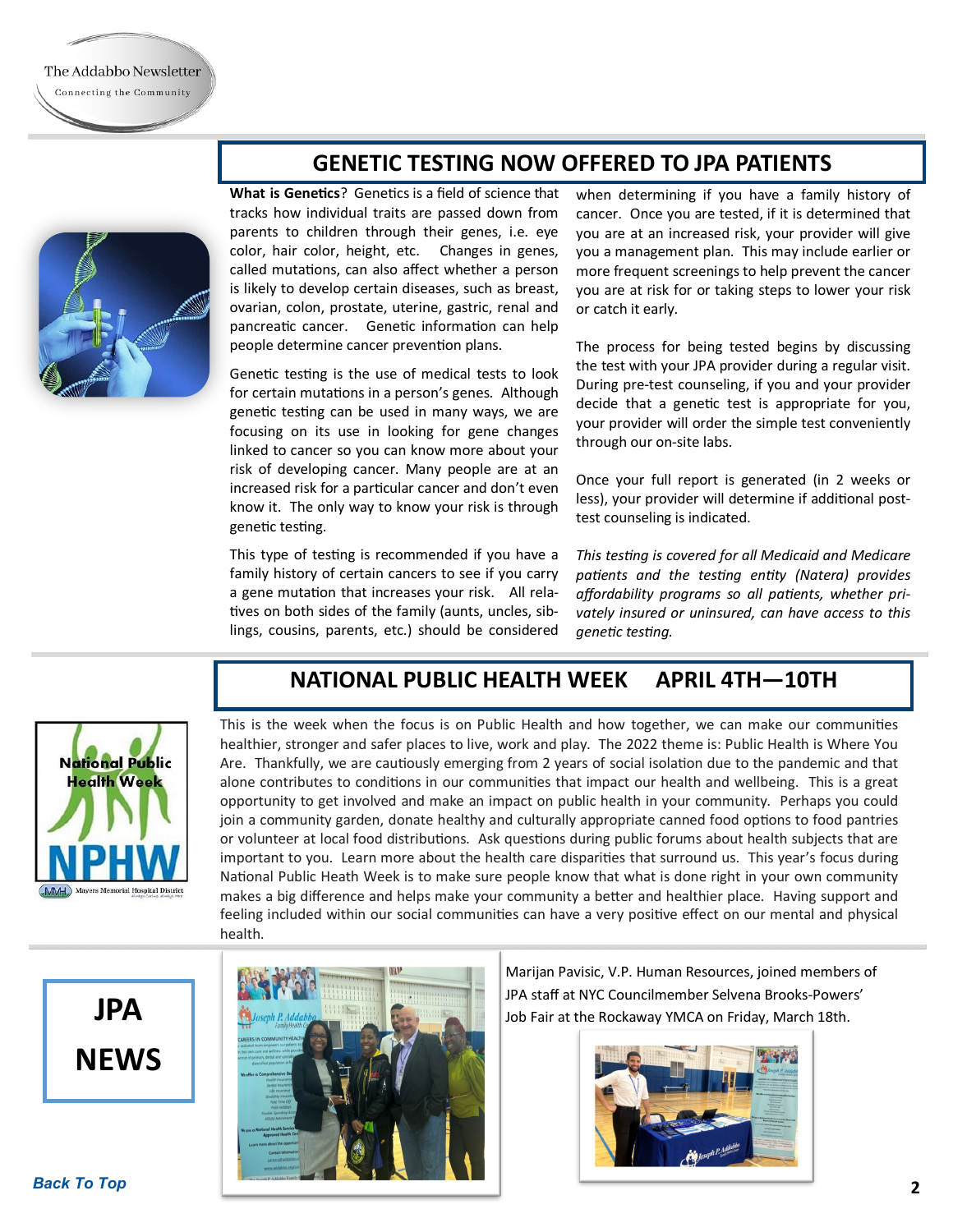## GENETIC TESTING NOW OFFERED TO JPA PATIENTS

**What is Genetics**? Genetics is a field of science that tracks how individual traits are passed down from parents to children through their genes, i.e. eye color, hair color, height, etc. Changes in genes, called mutations, can also affect whether a person is likely to develop certain diseases, such as breast, ovarian, colon, prostate, uterine, gastric, renal and pancreatic cancer. Genetic information can help people determine cancer prevention plans.

Genetic testing is the use of medical tests to look for certain mutations in a person's genes. Although genetic testing can be used in many ways, we are focusing on its use in looking for gene changes linked to cancer so you can know more about your risk of developing cancer. Many people are at an increased risk for a particular cancer and don't even know it. The only way to know your risk is through genetic testing.

This type of testing is recommended if you have a family history of certain cancers to see if you carry a gene mutation that increases your risk. All relatives on both sides of the family (aunts, uncles, siblings, cousins, parents, etc.) should be considered when determining if you have a family history of cancer. Once you are tested, if it is determined that you are at an increased risk, your provider will give you a management plan. This may include earlier or more frequent screenings to help prevent the cancer you are at risk for or taking steps to lower your risk or catch it early.

The process for being tested begins by discussing the test with your JPA provider during a regular visit. During pre-test counseling, if you and your provider decide that a genetic test is appropriate for you, your provider will order the simple test conveniently through our on-site labs.

Once your full report is generated (in 2 weeks or less), your provider will determine if additional post-test counseling is indicated.

*This testing is covered for all Medicaid and Medicare patients and the testing entity (Natera) provides affordability programs so all patients, whether privately insured or uninsured, can have access to this genetic testing.*

## NATIONAL PUBLIC HEALTH WEEK APRIL 4TH—10TH

This is the week when the focus is on Public Health and how together, we can make our communities healthier, stronger and safer places to live, work and play. The 2022 theme is: Public Health is Where You Are. Thankfully, we are cautiously emerging from 2 years of social isolation due to the pandemic and that alone contributes to conditions in our communities that impact our health and wellbeing. This is a great opportunity to get involved and make an impact on public health in your community. Perhaps you could join a community garden, donate healthy and culturally appropriate canned food options to food pantries or volunteer at local food distributions. Ask questions during public forums about health subjects that are important to you. Learn more about the health care disparities that surround us. This year's focus during National Public Heath Week is to make sure people know that what is done right in your own community makes a big difference and helps make your community a better and healthier place. Having support and feeling included within our social communities can have a very positive effect on our mental and physical health.

## JPA NEWS

Marijan Pavisic, V.P. Human Resources, joined members of JPA staff at NYC Councilmember Selvena Brooks-Powers' Job Fair at the Rockaway YMCA on Friday, March 18th.

*Back To Top*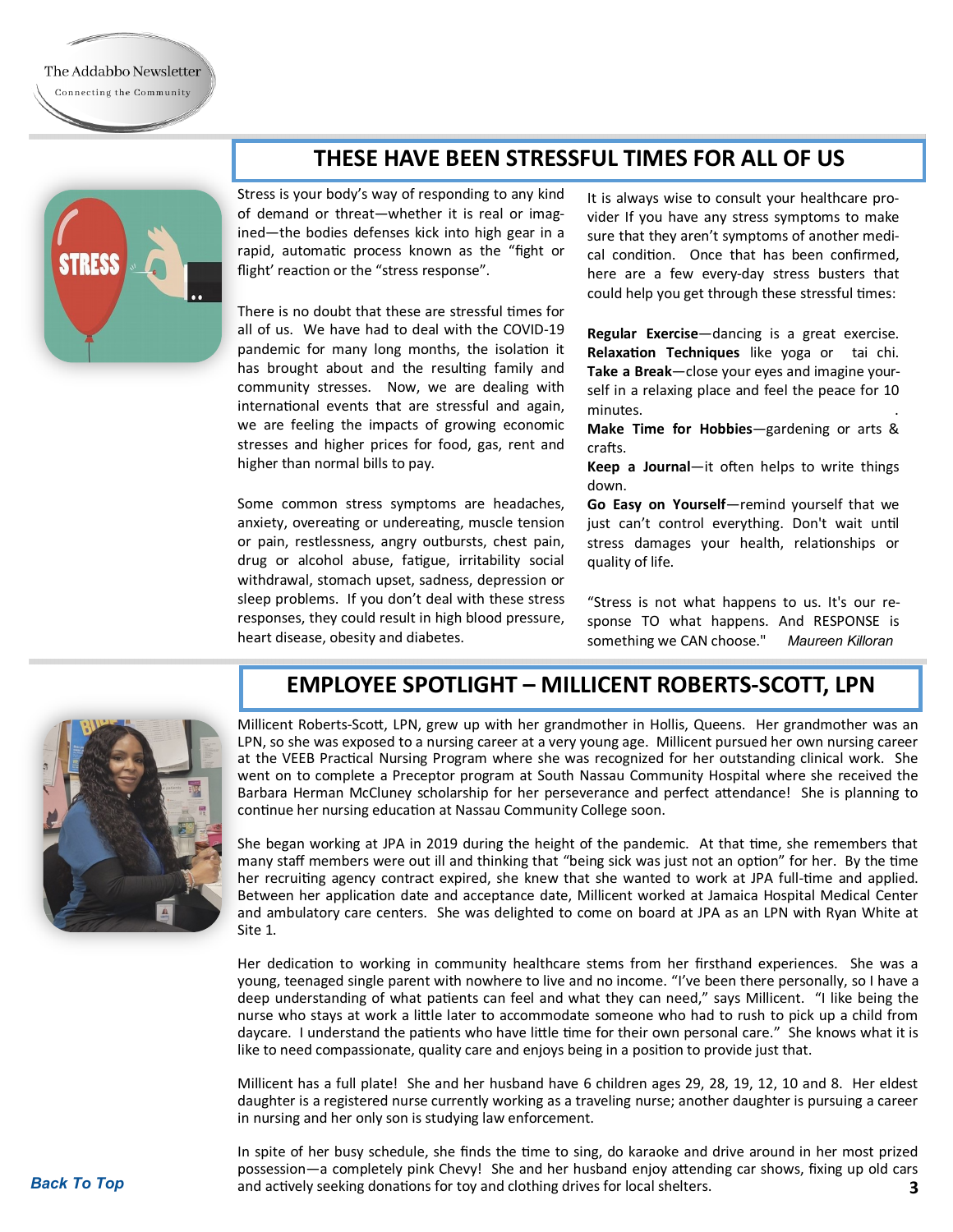## THESE HAVE BEEN STRESSFUL TIMES FOR ALL OF US

Stress is your body's way of responding to any kind of demand or threat—whether it is real or imagined—the bodies defenses kick into high gear in a rapid, automatic process known as the "fight or flight' reaction or the "stress response".

There is no doubt that these are stressful times for all of us. We have had to deal with the COVID-19 pandemic for many long months, the isolation it has brought about and the resulting family and community stresses. Now, we are dealing with international events that are stressful and again, we are feeling the impacts of growing economic stresses and higher prices for food, gas, rent and higher than normal bills to pay.

Some common stress symptoms are headaches, anxiety, overeating or undereating, muscle tension or pain, restlessness, angry outbursts, chest pain, drug or alcohol abuse, fatigue, irritability social withdrawal, stomach upset, sadness, depression or sleep problems. If you don't deal with these stress responses, they could result in high blood pressure, heart disease, obesity and diabetes.

It is always wise to consult your healthcare provider If you have any stress symptoms to make sure that they aren't symptoms of another medical condition. Once that has been confirmed, here are a few every-day stress busters that could help you get through these stressful times:

**Regular Exercise**—dancing is a great exercise.
**Relaxation Techniques** like yoga or tai chi.
**Take a Break**—close your eyes and imagine yourself in a relaxing place and feel the peace for 10 minutes.
**Make Time for Hobbies**—gardening or arts & crafts.
**Keep a Journal**—it often helps to write things down.
**Go Easy on Yourself**—remind yourself that we just can't control everything. Don't wait until stress damages your health, relationships or quality of life.

"Stress is not what happens to us. It's our response TO what happens. And RESPONSE is something we CAN choose." *Maureen Killoran*

## EMPLOYEE SPOTLIGHT – MILLICENT ROBERTS-SCOTT, LPN

Millicent Roberts-Scott, LPN, grew up with her grandmother in Hollis, Queens. Her grandmother was an LPN, so she was exposed to a nursing career at a very young age. Millicent pursued her own nursing career at the VEEB Practical Nursing Program where she was recognized for her outstanding clinical work. She went on to complete a Preceptor program at South Nassau Community Hospital where she received the Barbara Herman McCluney scholarship for her perseverance and perfect attendance! She is planning to continue her nursing education at Nassau Community College soon.

She began working at JPA in 2019 during the height of the pandemic. At that time, she remembers that many staff members were out ill and thinking that "being sick was just not an option" for her. By the time her recruiting agency contract expired, she knew that she wanted to work at JPA full-time and applied. Between her application date and acceptance date, Millicent worked at Jamaica Hospital Medical Center and ambulatory care centers. She was delighted to come on board at JPA as an LPN with Ryan White at Site 1.

Her dedication to working in community healthcare stems from her firsthand experiences. She was a young, teenaged single parent with nowhere to live and no income. "I've been there personally, so I have a deep understanding of what patients can feel and what they can need," says Millicent. "I like being the nurse who stays at work a little later to accommodate someone who had to rush to pick up a child from daycare. I understand the patients who have little time for their own personal care." She knows what it is like to need compassionate, quality care and enjoys being in a position to provide just that.

Millicent has a full plate! She and her husband have 6 children ages 29, 28, 19, 12, 10 and 8. Her eldest daughter is a registered nurse currently working as a traveling nurse; another daughter is pursuing a career in nursing and her only son is studying law enforcement.

In spite of her busy schedule, she finds the time to sing, do karaoke and drive around in her most prized possession—a completely pink Chevy! She and her husband enjoy attending car shows, fixing up old cars and actively seeking donations for toy and clothing drives for local shelters.

*Back To Top*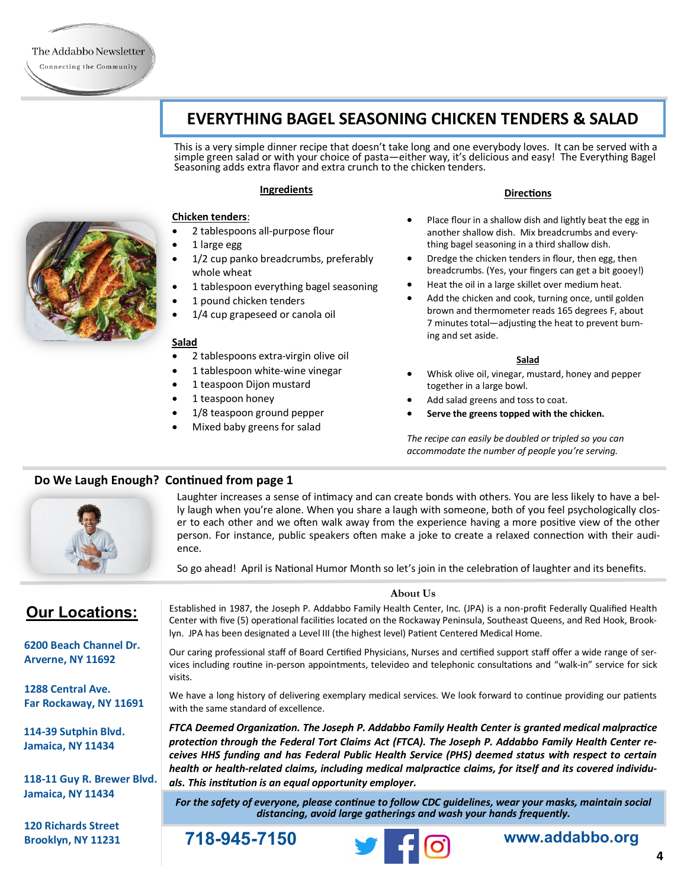# EVERYTHING BAGEL SEASONING CHICKEN TENDERS & SALAD

This is a very simple dinner recipe that doesn't take long and one everybody loves. It can be served with a simple green salad or with your choice of pasta—either way, it's delicious and easy! The Everything Bagel Seasoning adds extra flavor and extra crunch to the chicken tenders.

## Ingredients

**Chicken tenders:**

- 2 tablespoons all-purpose flour
- 1 large egg
- 1/2 cup panko breadcrumbs, preferably whole wheat
- 1 tablespoon everything bagel seasoning
- 1 pound chicken tenders
- 1/4 cup grapeseed or canola oil

**Salad**

- 2 tablespoons extra-virgin olive oil
- 1 tablespoon white-wine vinegar
- 1 teaspoon Dijon mustard
- 1 teaspoon honey
- 1/8 teaspoon ground pepper
- Mixed baby greens for salad

## Directions

- Place flour in a shallow dish and lightly beat the egg in another shallow dish. Mix breadcrumbs and everything bagel seasoning in a third shallow dish.
- Dredge the chicken tenders in flour, then egg, then breadcrumbs. (Yes, your fingers can get a bit gooey!)
- Heat the oil in a large skillet over medium heat.
- Add the chicken and cook, turning once, until golden brown and thermometer reads 165 degrees F, about 7 minutes total—adjusting the heat to prevent burning and set aside.

**Salad**

- Whisk olive oil, vinegar, mustard, honey and pepper together in a large bowl.
- Add salad greens and toss to coat.
- **Serve the greens topped with the chicken.**

*The recipe can easily be doubled or tripled so you can accommodate the number of people you're serving.*

## Do We Laugh Enough? Continued from page 1

Laughter increases a sense of intimacy and can create bonds with others. You are less likely to have a belly laugh when you're alone. When you share a laugh with someone, both of you feel psychologically closer to each other and we often walk away from the experience having a more positive view of the other person. For instance, public speakers often make a joke to create a relaxed connection with their audience.

So go ahead! April is National Humor Month so let's join in the celebration of laughter and its benefits.

## Our Locations:

**6200 Beach Channel Dr.
Arverne, NY 11692**

**1288 Central Ave.
Far Rockaway, NY 11691**

**114-39 Sutphin Blvd.
Jamaica, NY 11434**

**118-11 Guy R. Brewer Blvd.
Jamaica, NY 11434**

**120 Richards Street
Brooklyn, NY 11231**

## About Us

Established in 1987, the Joseph P. Addabbo Family Health Center, Inc. (JPA) is a non-profit Federally Qualified Health Center with five (5) operational facilities located on the Rockaway Peninsula, Southeast Queens, and Red Hook, Brooklyn. JPA has been designated a Level III (the highest level) Patient Centered Medical Home.

Our caring professional staff of Board Certified Physicians, Nurses and certified support staff offer a wide range of services including routine in-person appointments, televideo and telephonic consultations and "walk-in" service for sick visits.

We have a long history of delivering exemplary medical services. We look forward to continue providing our patients with the same standard of excellence.

***FTCA Deemed Organization. The Joseph P. Addabbo Family Health Center is granted medical malpractice protection through the Federal Tort Claims Act (FTCA). The Joseph P. Addabbo Family Health Center receives HHS funding and has Federal Public Health Service (PHS) deemed status with respect to certain health or health-related claims, including medical malpractice claims, for itself and its covered individuals. This institution is an equal opportunity employer.***

***For the safety of everyone, please continue to follow CDC guidelines, wear your masks, maintain social distancing, avoid large gatherings and wash your hands frequently.***

**718-945-7150**

**www.addabbo.org**